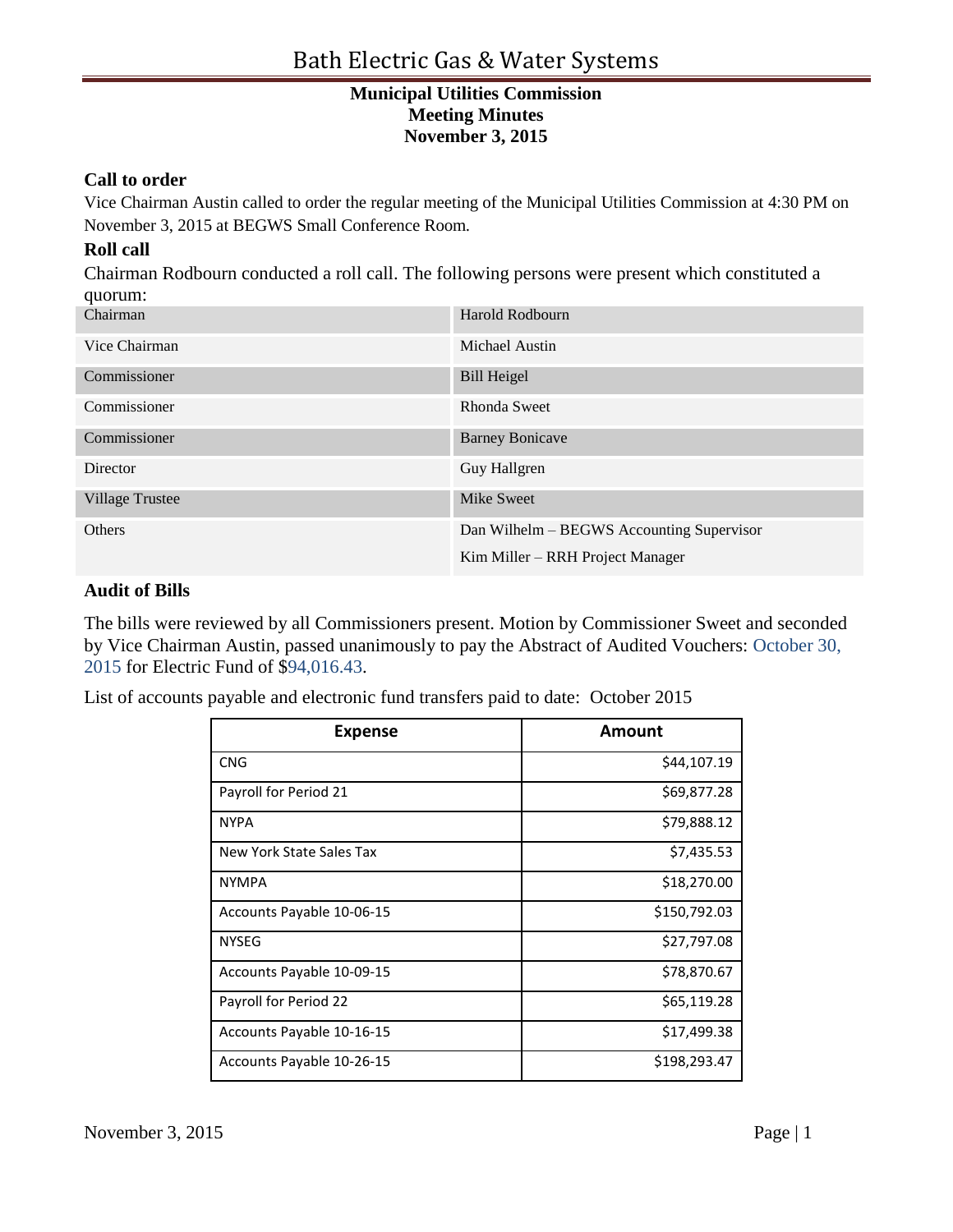# Bath Electric Gas & Water Systems

**Municipal Utilities Commission**
**Meeting Minutes**
**November 3, 2015**

### Call to order

Vice Chairman Austin called to order the regular meeting of the Municipal Utilities Commission at 4:30 PM on November 3, 2015 at BEGWS Small Conference Room.

### Roll call

Chairman Rodbourn conducted a roll call. The following persons were present which constituted a quorum:

| | |
|---|---|
| Chairman | Harold Rodbourn |
| Vice Chairman | Michael Austin |
| Commissioner | Bill Heigel |
| Commissioner | Rhonda Sweet |
| Commissioner | Barney Bonicave |
| Director | Guy Hallgren |
| Village Trustee | Mike Sweet |
| Others | Dan Wilhelm – BEGWS Accounting Supervisor<br>Kim Miller – RRH Project Manager |

### Audit of Bills

The bills were reviewed by all Commissioners present. Motion by Commissioner Sweet and seconded by Vice Chairman Austin, passed unanimously to pay the Abstract of Audited Vouchers: October 30, 2015 for Electric Fund of $94,016.43.

List of accounts payable and electronic fund transfers paid to date: October 2015

| Expense | Amount |
|---|---:|
| CNG | $44,107.19 |
| Payroll for Period 21 | $69,877.28 |
| NYPA | $79,888.12 |
| New York State Sales Tax | $7,435.53 |
| NYMPA | $18,270.00 |
| Accounts Payable 10-06-15 | $150,792.03 |
| NYSEG | $27,797.08 |
| Accounts Payable 10-09-15 | $78,870.67 |
| Payroll for Period 22 | $65,119.28 |
| Accounts Payable 10-16-15 | $17,499.38 |
| Accounts Payable 10-26-15 | $198,293.47 |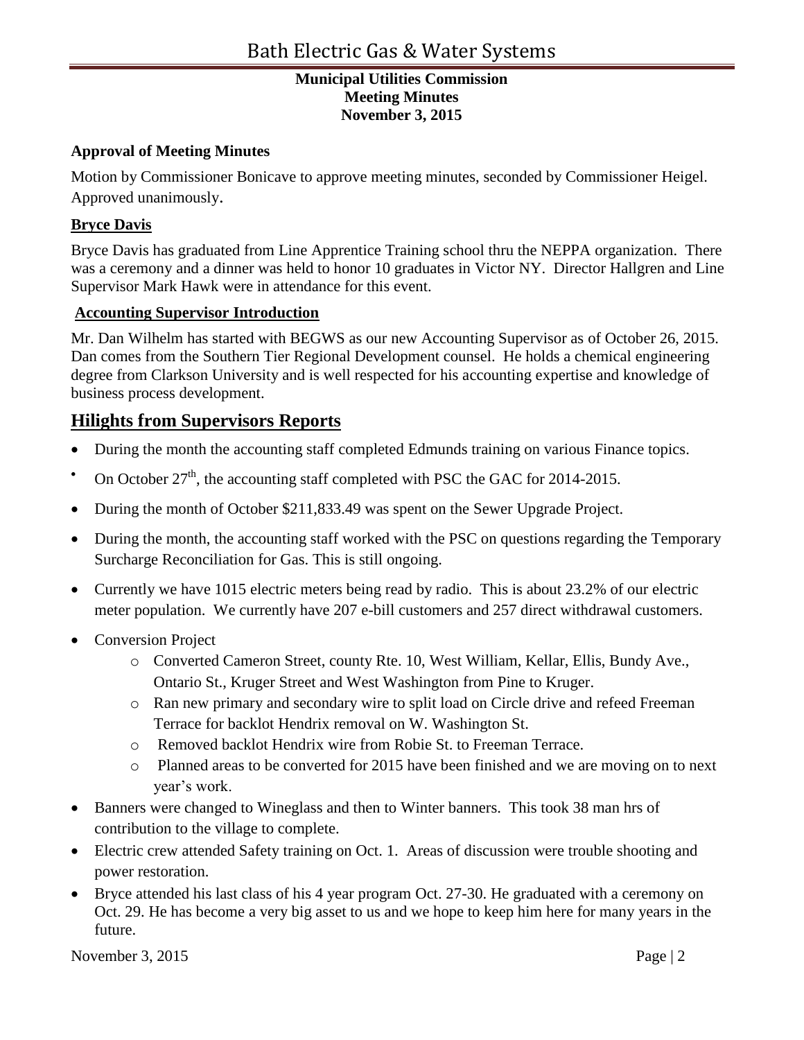# Bath Electric Gas & Water Systems

**Municipal Utilities Commission**
**Meeting Minutes**
**November 3, 2015**

**Approval of Meeting Minutes**

Motion by Commissioner Bonicave to approve meeting minutes, seconded by Commissioner Heigel. Approved unanimously.

**Bryce Davis**

Bryce Davis has graduated from Line Apprentice Training school thru the NEPPA organization. There was a ceremony and a dinner was held to honor 10 graduates in Victor NY. Director Hallgren and Line Supervisor Mark Hawk were in attendance for this event.

**Accounting Supervisor Introduction**

Mr. Dan Wilhelm has started with BEGWS as our new Accounting Supervisor as of October 26, 2015. Dan comes from the Southern Tier Regional Development counsel. He holds a chemical engineering degree from Clarkson University and is well respected for his accounting expertise and knowledge of business process development.

## Hilights from Supervisors Reports

- During the month the accounting staff completed Edmunds training on various Finance topics.
- On October 27th, the accounting staff completed with PSC the GAC for 2014-2015.
- During the month of October $211,833.49 was spent on the Sewer Upgrade Project.
- During the month, the accounting staff worked with the PSC on questions regarding the Temporary Surcharge Reconciliation for Gas. This is still ongoing.
- Currently we have 1015 electric meters being read by radio. This is about 23.2% of our electric meter population. We currently have 207 e-bill customers and 257 direct withdrawal customers.
- Conversion Project
    - Converted Cameron Street, county Rte. 10, West William, Kellar, Ellis, Bundy Ave., Ontario St., Kruger Street and West Washington from Pine to Kruger.
    - Ran new primary and secondary wire to split load on Circle drive and refeed Freeman Terrace for backlot Hendrix removal on W. Washington St.
    - Removed backlot Hendrix wire from Robie St. to Freeman Terrace.
    - Planned areas to be converted for 2015 have been finished and we are moving on to next year's work.
- Banners were changed to Wineglass and then to Winter banners. This took 38 man hrs of contribution to the village to complete.
- Electric crew attended Safety training on Oct. 1. Areas of discussion were trouble shooting and power restoration.
- Bryce attended his last class of his 4 year program Oct. 27-30. He graduated with a ceremony on Oct. 29. He has become a very big asset to us and we hope to keep him here for many years in the future.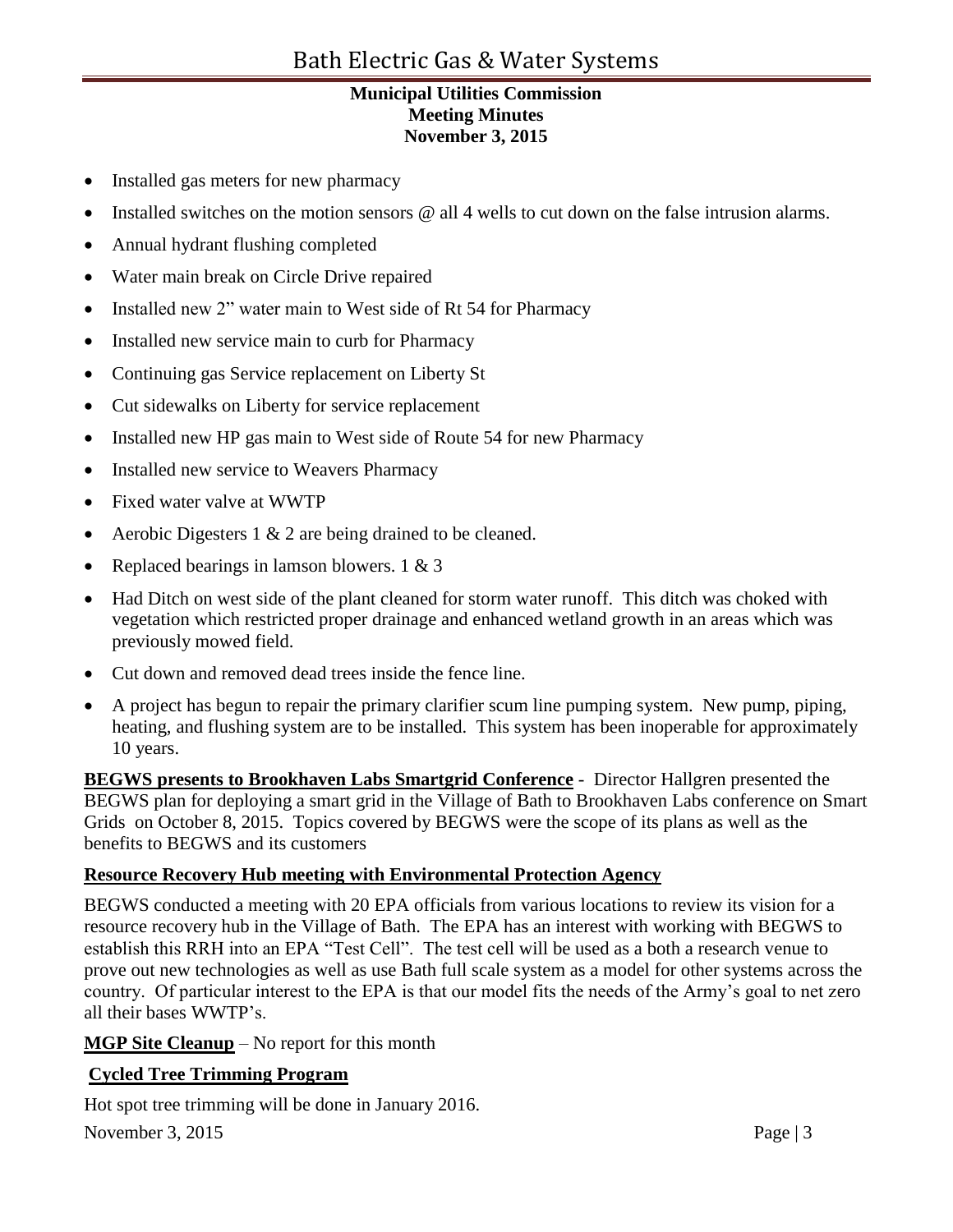- Installed gas meters for new pharmacy
- Installed switches on the motion sensors @ all 4 wells to cut down on the false intrusion alarms.
- Annual hydrant flushing completed
- Water main break on Circle Drive repaired
- Installed new 2" water main to West side of Rt 54 for Pharmacy
- Installed new service main to curb for Pharmacy
- Continuing gas Service replacement on Liberty St
- Cut sidewalks on Liberty for service replacement
- Installed new HP gas main to West side of Route 54 for new Pharmacy
- Installed new service to Weavers Pharmacy
- Fixed water valve at WWTP
- Aerobic Digesters 1 & 2 are being drained to be cleaned.
- Replaced bearings in lamson blowers. 1 & 3
- Had Ditch on west side of the plant cleaned for storm water runoff. This ditch was choked with vegetation which restricted proper drainage and enhanced wetland growth in an areas which was previously mowed field.
- Cut down and removed dead trees inside the fence line.
- A project has begun to repair the primary clarifier scum line pumping system. New pump, piping, heating, and flushing system are to be installed. This system has been inoperable for approximately 10 years.

**BEGWS presents to Brookhaven Labs Smartgrid Conference** - Director Hallgren presented the BEGWS plan for deploying a smart grid in the Village of Bath to Brookhaven Labs conference on Smart Grids on October 8, 2015. Topics covered by BEGWS were the scope of its plans as well as the benefits to BEGWS and its customers

**Resource Recovery Hub meeting with Environmental Protection Agency**

BEGWS conducted a meeting with 20 EPA officials from various locations to review its vision for a resource recovery hub in the Village of Bath. The EPA has an interest with working with BEGWS to establish this RRH into an EPA "Test Cell". The test cell will be used as a both a research venue to prove out new technologies as well as use Bath full scale system as a model for other systems across the country. Of particular interest to the EPA is that our model fits the needs of the Army's goal to net zero all their bases WWTP's.

**MGP Site Cleanup** – No report for this month

**Cycled Tree Trimming Program**

Hot spot tree trimming will be done in January 2016.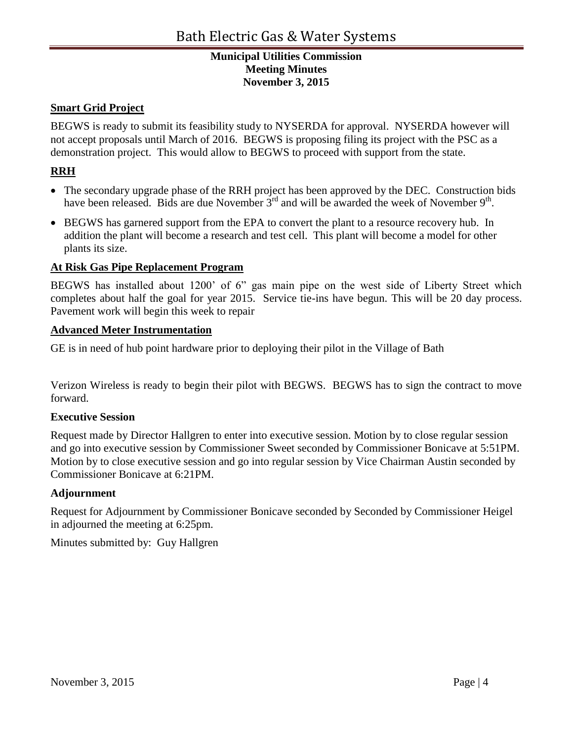# Bath Electric Gas & Water Systems

**Municipal Utilities Commission**
**Meeting Minutes**
**November 3, 2015**

## Smart Grid Project

BEGWS is ready to submit its feasibility study to NYSERDA for approval. NYSERDA however will not accept proposals until March of 2016. BEGWS is proposing filing its project with the PSC as a demonstration project. This would allow to BEGWS to proceed with support from the state.

## RRH

- The secondary upgrade phase of the RRH project has been approved by the DEC. Construction bids have been released. Bids are due November 3rd and will be awarded the week of November 9th.
- BEGWS has garnered support from the EPA to convert the plant to a resource recovery hub. In addition the plant will become a research and test cell. This plant will become a model for other plants its size.

## At Risk Gas Pipe Replacement Program

BEGWS has installed about 1200' of 6" gas main pipe on the west side of Liberty Street which completes about half the goal for year 2015. Service tie-ins have begun. This will be 20 day process. Pavement work will begin this week to repair

## Advanced Meter Instrumentation

GE is in need of hub point hardware prior to deploying their pilot in the Village of Bath

Verizon Wireless is ready to begin their pilot with BEGWS. BEGWS has to sign the contract to move forward.

### Executive Session

Request made by Director Hallgren to enter into executive session. Motion by to close regular session and go into executive session by Commissioner Sweet seconded by Commissioner Bonicave at 5:51PM. Motion by to close executive session and go into regular session by Vice Chairman Austin seconded by Commissioner Bonicave at 6:21PM.

### Adjournment

Request for Adjournment by Commissioner Bonicave seconded by Seconded by Commissioner Heigel in adjourned the meeting at 6:25pm.

Minutes submitted by: Guy Hallgren